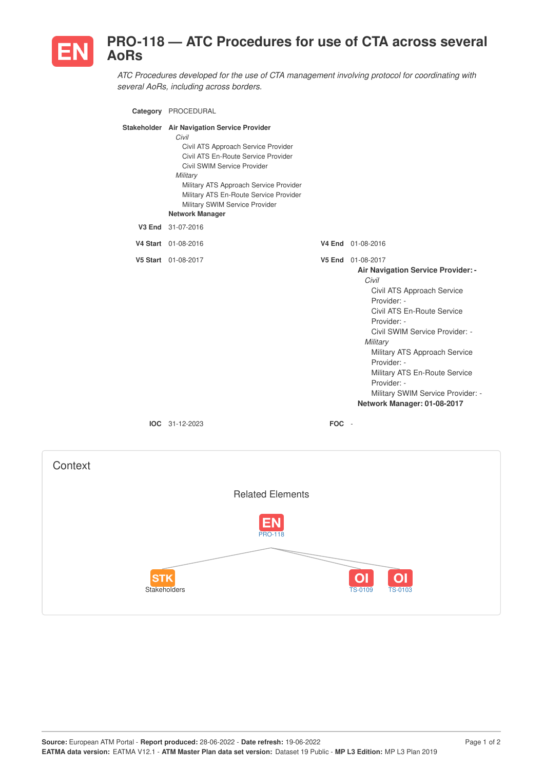# EN PRO-118 — ATC Procedures for use of CTA across several AoRs

*ATC Procedures developed for the use of CTA management involving protocol for coordinating with several AoRs, including across borders.*

**Category** PROCEDURAL

**Stakeholder** **Air Navigation Service Provider**
- *Civil*
  - Civil ATS Approach Service Provider
  - Civil ATS En-Route Service Provider
  - Civil SWIM Service Provider
- *Military*
  - Military ATS Approach Service Provider
  - Military ATS En-Route Service Provider
  - Military SWIM Service Provider

**Network Manager**

**V3 End** 31-07-2016

**V4 Start** 01-08-2016

**V4 End** 01-08-2016

**V5 Start** 01-08-2017

**V5 End** 01-08-2017

**Air Navigation Service Provider: -**
- *Civil*
  - Civil ATS Approach Service Provider: -
  - Civil ATS En-Route Service Provider: -
  - Civil SWIM Service Provider: -
- *Military*
  - Military ATS Approach Service Provider: -
  - Military ATS En-Route Service Provider: -
  - Military SWIM Service Provider: -

**Network Manager: 01-08-2017**

**IOC** 31-12-2023

**FOC** -

## Context

Related Elements

EN PRO-118

STK Stakeholders

OI TS-0109

OI TS-0103

**Source:** European ATM Portal - **Report produced:** 28-06-2022 - **Date refresh:** 19-06-2022
**EATMA data version:** EATMA V12.1 - **ATM Master Plan data set version:** Dataset 19 Public - **MP L3 Edition:** MP L3 Plan 2019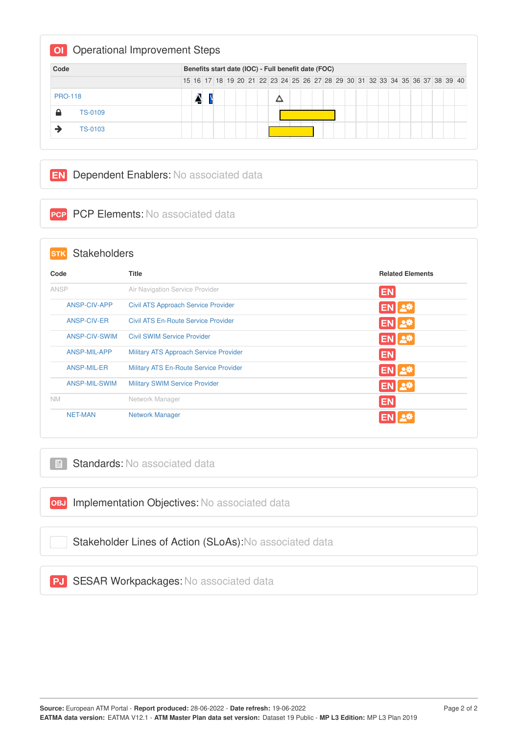## OI Operational Improvement Steps

| Code | Benefits start date (IOC) - Full benefit date (FOC) |
| --- | --- |
| | 15 16 17 18 19 20 21 22 23 24 25 26 27 28 29 30 31 32 33 34 35 36 37 38 39 40 |
| PRO-118 | |
| TS-0109 | |
| TS-0103 | |

## EN Dependent Enablers: No associated data

## PCP PCP Elements: No associated data

## STK Stakeholders

| Code | Title | Related Elements |
| --- | --- | --- |
| ANSP | Air Navigation Service Provider | EN |
| ANSP-CIV-APP | Civil ATS Approach Service Provider | EN |
| ANSP-CIV-ER | Civil ATS En-Route Service Provider | EN |
| ANSP-CIV-SWIM | Civil SWIM Service Provider | EN |
| ANSP-MIL-APP | Military ATS Approach Service Provider | EN |
| ANSP-MIL-ER | Military ATS En-Route Service Provider | EN |
| ANSP-MIL-SWIM | Military SWIM Service Provider | EN |
| NM | Network Manager | EN |
| NET-MAN | Network Manager | EN |

## Standards: No associated data

## OBJ Implementation Objectives: No associated data

## Stakeholder Lines of Action (SLoAs): No associated data

## PJ SESAR Workpackages: No associated data

**Source:** European ATM Portal - **Report produced:** 28-06-2022 - **Date refresh:** 19-06-2022
**EATMA data version:** EATMA V12.1 - **ATM Master Plan data set version:** Dataset 19 Public - **MP L3 Edition:** MP L3 Plan 2019